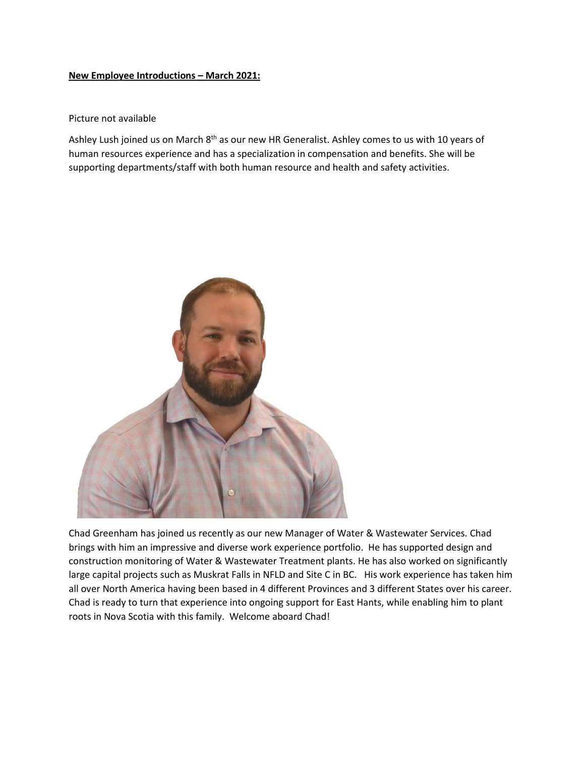**New Employee Introductions – March 2021:**

Picture not available

Ashley Lush joined us on March 8th as our new HR Generalist. Ashley comes to us with 10 years of human resources experience and has a specialization in compensation and benefits. She will be supporting departments/staff with both human resource and health and safety activities.

Chad Greenham has joined us recently as our new Manager of Water & Wastewater Services. Chad brings with him an impressive and diverse work experience portfolio. He has supported design and construction monitoring of Water & Wastewater Treatment plants. He has also worked on significantly large capital projects such as Muskrat Falls in NFLD and Site C in BC. His work experience has taken him all over North America having been based in 4 different Provinces and 3 different States over his career. Chad is ready to turn that experience into ongoing support for East Hants, while enabling him to plant roots in Nova Scotia with this family. Welcome aboard Chad!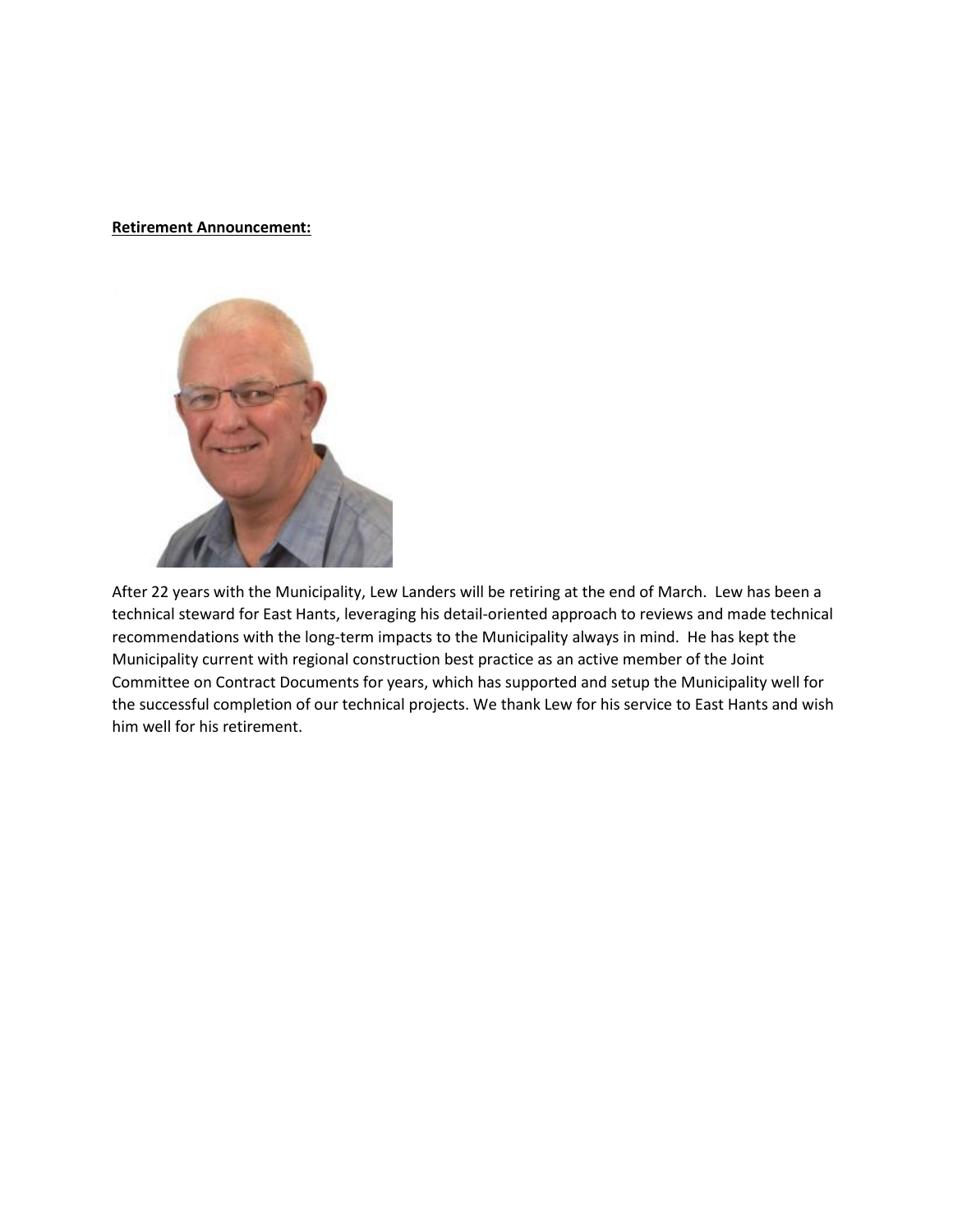**Retirement Announcement:**

After 22 years with the Municipality, Lew Landers will be retiring at the end of March. Lew has been a technical steward for East Hants, leveraging his detail-oriented approach to reviews and made technical recommendations with the long-term impacts to the Municipality always in mind. He has kept the Municipality current with regional construction best practice as an active member of the Joint Committee on Contract Documents for years, which has supported and setup the Municipality well for the successful completion of our technical projects. We thank Lew for his service to East Hants and wish him well for his retirement.